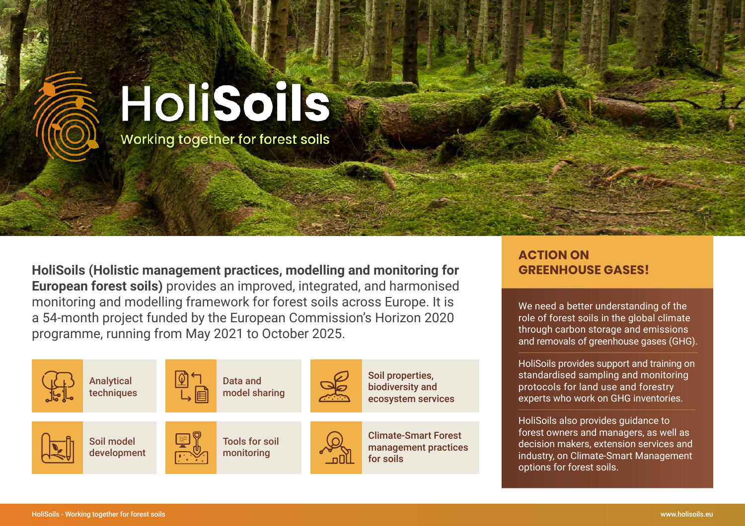# HoliSoils

Working together for forest soils

**HoliSoils (Holistic management practices, modelling and monitoring for European forest soils)** provides an improved, integrated, and harmonised monitoring and modelling framework for forest soils across Europe. It is a 54-month project funded by the European Commission's Horizon 2020 programme, running from May 2021 to October 2025.

- Analytical techniques
- Data and model sharing
- Soil properties, biodiversity and ecosystem services
- Soil model development
- Tools for soil monitoring
- Climate-Smart Forest management practices for soils

## ACTION ON GREENHOUSE GASES!

We need a better understanding of the role of forest soils in the global climate through carbon storage and emissions and removals of greenhouse gases (GHG).

HoliSoils provides support and training on standardised sampling and monitoring protocols for land use and forestry experts who work on GHG inventories.

HoliSoils also provides guidance to forest owners and managers, as well as decision makers, extension services and industry, on Climate-Smart Management options for forest soils.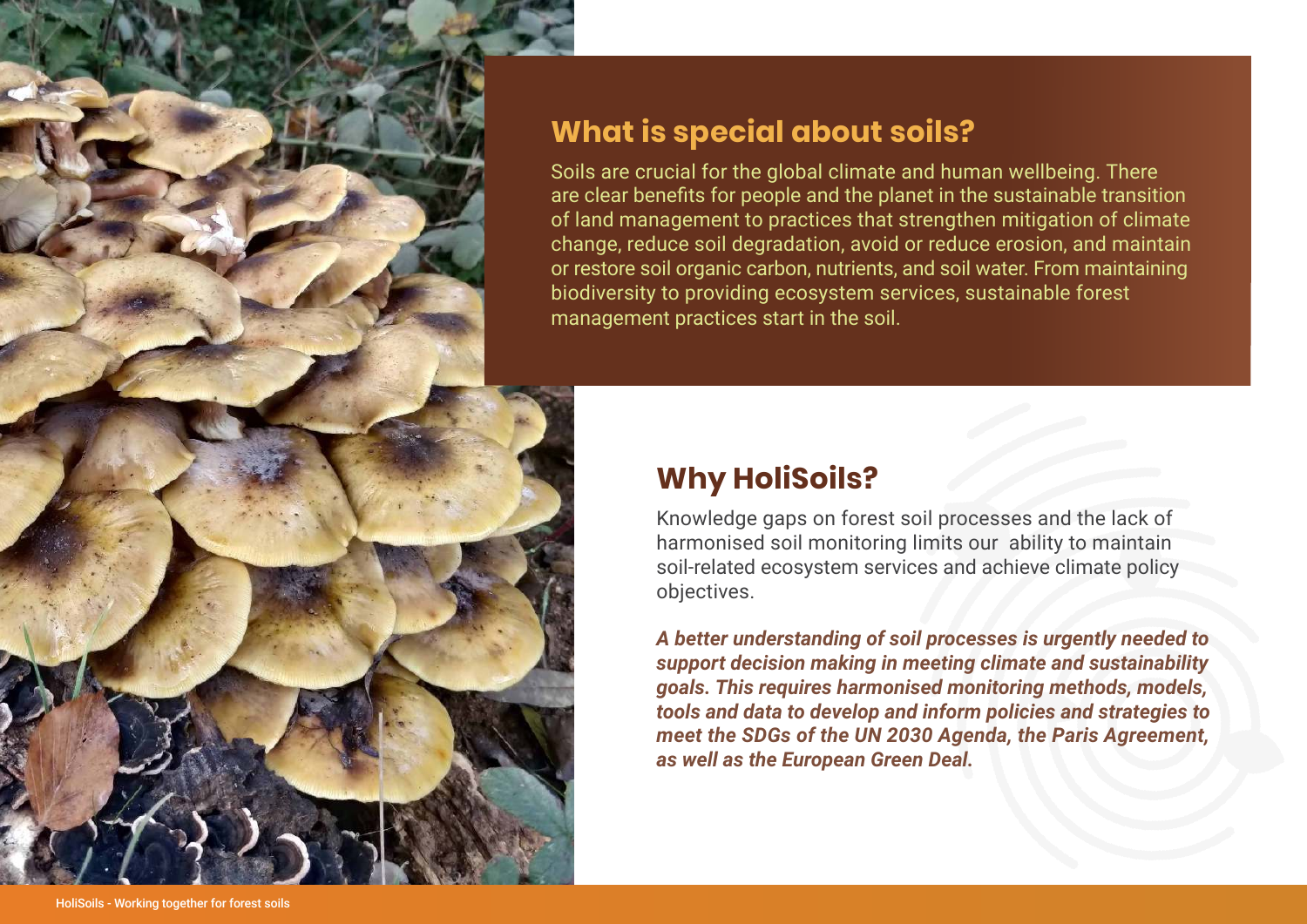## What is special about soils?

Soils are crucial for the global climate and human wellbeing. There are clear benefits for people and the planet in the sustainable transition of land management to practices that strengthen mitigation of climate change, reduce soil degradation, avoid or reduce erosion, and maintain or restore soil organic carbon, nutrients, and soil water. From maintaining biodiversity to providing ecosystem services, sustainable forest management practices start in the soil.

## Why HoliSoils?

Knowledge gaps on forest soil processes and the lack of harmonised soil monitoring limits our ability to maintain soil-related ecosystem services and achieve climate policy objectives.

***A better understanding of soil processes is urgently needed to support decision making in meeting climate and sustainability goals. This requires harmonised monitoring methods, models, tools and data to develop and inform policies and strategies to meet the SDGs of the UN 2030 Agenda, the Paris Agreement, as well as the European Green Deal.***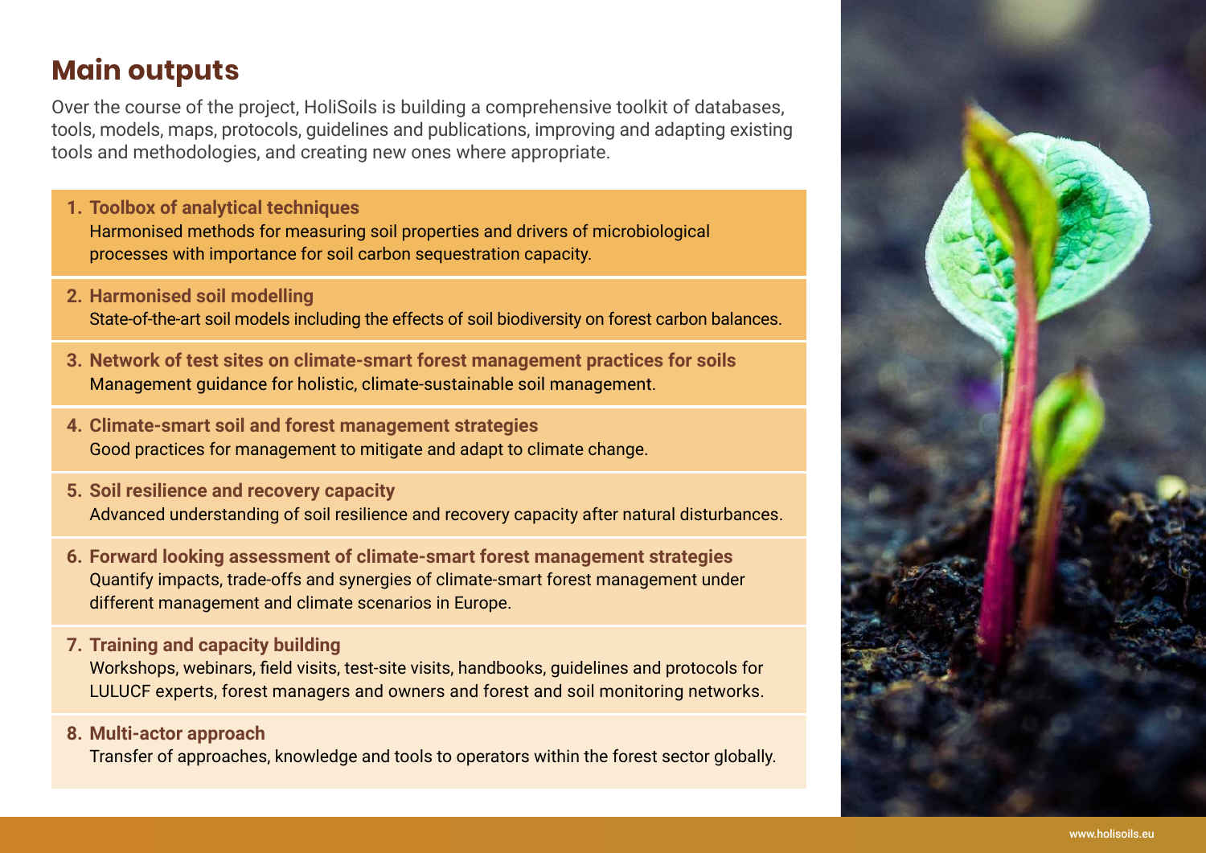## Main outputs

Over the course of the project, HoliSoils is building a comprehensive toolkit of databases, tools, models, maps, protocols, guidelines and publications, improving and adapting existing tools and methodologies, and creating new ones where appropriate.

1. **Toolbox of analytical techniques**
   Harmonised methods for measuring soil properties and drivers of microbiological processes with importance for soil carbon sequestration capacity.
2. **Harmonised soil modelling**
   State-of-the-art soil models including the effects of soil biodiversity on forest carbon balances.
3. **Network of test sites on climate-smart forest management practices for soils**
   Management guidance for holistic, climate-sustainable soil management.
4. **Climate-smart soil and forest management strategies**
   Good practices for management to mitigate and adapt to climate change.
5. **Soil resilience and recovery capacity**
   Advanced understanding of soil resilience and recovery capacity after natural disturbances.
6. **Forward looking assessment of climate-smart forest management strategies**
   Quantify impacts, trade-offs and synergies of climate-smart forest management under different management and climate scenarios in Europe.
7. **Training and capacity building**
   Workshops, webinars, field visits, test-site visits, handbooks, guidelines and protocols for LULUCF experts, forest managers and owners and forest and soil monitoring networks.
8. **Multi-actor approach**
   Transfer of approaches, knowledge and tools to operators within the forest sector globally.

www.holisoils.eu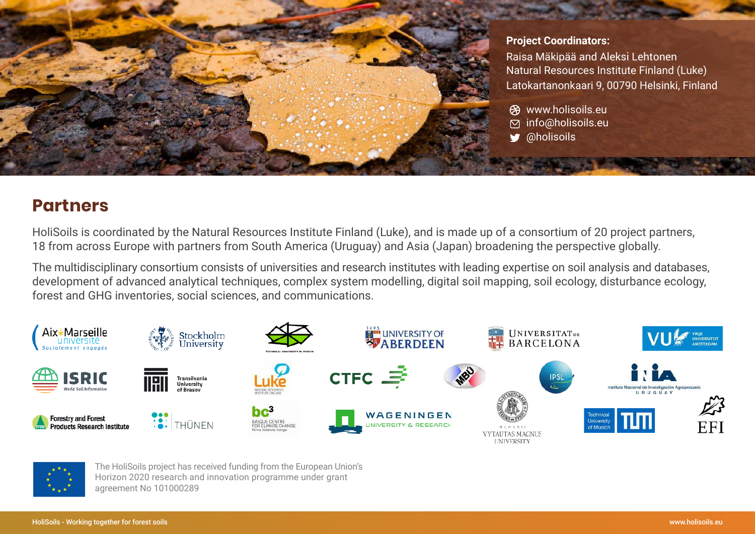**Project Coordinators:**
Raisa Mäkipää and Aleksi Lehtonen
Natural Resources Institute Finland (Luke)
Latokartanonkaari 9, 00790 Helsinki, Finland

www.holisoils.eu
info@holisoils.eu
@holisoils

## Partners

HoliSoils is coordinated by the Natural Resources Institute Finland (Luke), and is made up of a consortium of 20 project partners, 18 from across Europe with partners from South America (Uruguay) and Asia (Japan) broadening the perspective globally.

The multidisciplinary consortium consists of universities and research institutes with leading expertise on soil analysis and databases, development of advanced analytical techniques, complex system modelling, digital soil mapping, soil ecology, disturbance ecology, forest and GHG inventories, social sciences, and communications.

Aix-Marseille Université – Socialement engagée
Stockholm University
Technical University in Zvolen
University of Aberdeen
Universitat de Barcelona
Vrije Universiteit Amsterdam
ISRIC World Soil Information
Transilvania University of Brasov
Luke Natural Resources Institute Finland
CTFC
MBÜ
IPSL
INIA Instituto Nacional de Investigación Agropecuaria Uruguay
Forestry and Forest Products Research Institute
Thünen
bc3 Basque Centre for Climate Change – Klima Aldaketa Ikergai
Wageningen University & Research
Vytautas Magnus University
Technical University of Munich
EFI

The HoliSoils project has received funding from the European Union's Horizon 2020 research and innovation programme under grant agreement No 101000289

HoliSoils - Working together for forest soils